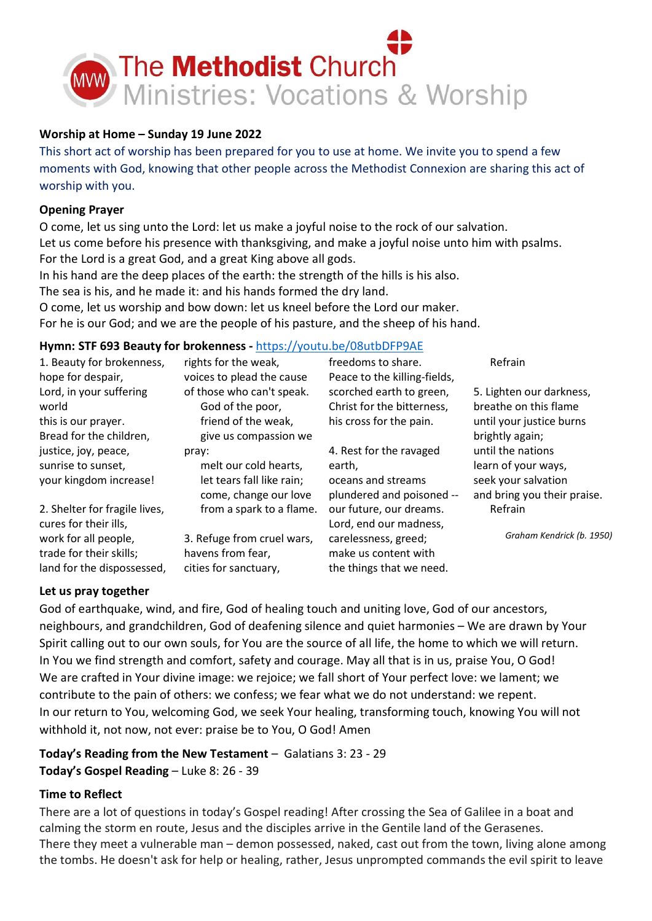# The Methodist Church
## Ministries: Vocations & Worship

**Worship at Home – Sunday 19 June 2022**

This short act of worship has been prepared for you to use at home. We invite you to spend a few moments with God, knowing that other people across the Methodist Connexion are sharing this act of worship with you.

**Opening Prayer**

O come, let us sing unto the Lord: let us make a joyful noise to the rock of our salvation.
Let us come before his presence with thanksgiving, and make a joyful noise unto him with psalms.
For the Lord is a great God, and a great King above all gods.
In his hand are the deep places of the earth: the strength of the hills is his also.
The sea is his, and he made it: and his hands formed the dry land.
O come, let us worship and bow down: let us kneel before the Lord our maker.
For he is our God; and we are the people of his pasture, and the sheep of his hand.

**Hymn: STF 693 Beauty for brokenness -** https://youtu.be/08utbDFP9AE

1. Beauty for brokenness,
hope for despair,
Lord, in your suffering world
this is our prayer.
Bread for the children,
justice, joy, peace,
sunrise to sunset,
your kingdom increase!

2. Shelter for fragile lives,
cures for their ills,
work for all people,
trade for their skills;
land for the dispossessed,
rights for the weak,
voices to plead the cause
of those who can't speak.

God of the poor,
friend of the weak,
give us compassion we pray:
melt our cold hearts,
let tears fall like rain;
come, change our love
from a spark to a flame.

3. Refuge from cruel wars,
havens from fear,
cities for sanctuary,
freedoms to share.
Peace to the killing-fields,
scorched earth to green,
Christ for the bitterness,
his cross for the pain.

4. Rest for the ravaged earth,
oceans and streams
plundered and poisoned --
our future, our dreams.
Lord, end our madness,
carelessness, greed;
make us content with
the things that we need.

Refrain

5. Lighten our darkness,
breathe on this flame
until your justice burns
brightly again;
until the nations
learn of your ways,
seek your salvation
and bring you their praise.

Refrain

*Graham Kendrick (b. 1950)*

**Let us pray together**

God of earthquake, wind, and fire, God of healing touch and uniting love, God of our ancestors, neighbours, and grandchildren, God of deafening silence and quiet harmonies – We are drawn by Your Spirit calling out to our own souls, for You are the source of all life, the home to which we will return. In You we find strength and comfort, safety and courage. May all that is in us, praise You, O God!
We are crafted in Your divine image: we rejoice; we fall short of Your perfect love: we lament; we contribute to the pain of others: we confess; we fear what we do not understand: we repent.
In our return to You, welcoming God, we seek Your healing, transforming touch, knowing You will not withhold it, not now, not ever: praise be to You, O God! Amen

**Today's Reading from the New Testament** – Galatians 3: 23 - 29
**Today's Gospel Reading** – Luke 8: 26 - 39

**Time to Reflect**

There are a lot of questions in today's Gospel reading! After crossing the Sea of Galilee in a boat and calming the storm en route, Jesus and the disciples arrive in the Gentile land of the Gerasenes.
There they meet a vulnerable man – demon possessed, naked, cast out from the town, living alone among the tombs. He doesn't ask for help or healing, rather, Jesus unprompted commands the evil spirit to leave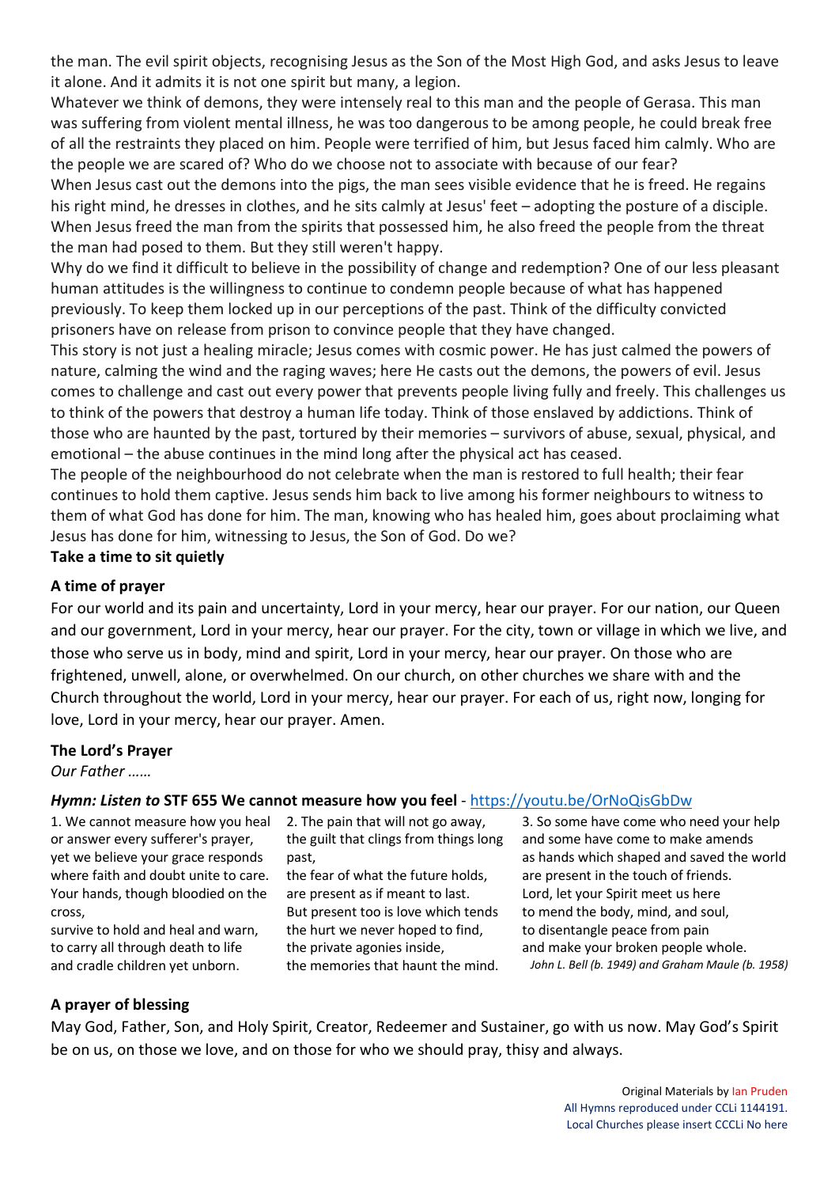the man. The evil spirit objects, recognising Jesus as the Son of the Most High God, and asks Jesus to leave it alone. And it admits it is not one spirit but many, a legion.

Whatever we think of demons, they were intensely real to this man and the people of Gerasa. This man was suffering from violent mental illness, he was too dangerous to be among people, he could break free of all the restraints they placed on him. People were terrified of him, but Jesus faced him calmly. Who are the people we are scared of? Who do we choose not to associate with because of our fear?

When Jesus cast out the demons into the pigs, the man sees visible evidence that he is freed. He regains his right mind, he dresses in clothes, and he sits calmly at Jesus' feet – adopting the posture of a disciple. When Jesus freed the man from the spirits that possessed him, he also freed the people from the threat the man had posed to them. But they still weren't happy.

Why do we find it difficult to believe in the possibility of change and redemption? One of our less pleasant human attitudes is the willingness to continue to condemn people because of what has happened previously. To keep them locked up in our perceptions of the past. Think of the difficulty convicted prisoners have on release from prison to convince people that they have changed.

This story is not just a healing miracle; Jesus comes with cosmic power. He has just calmed the powers of nature, calming the wind and the raging waves; here He casts out the demons, the powers of evil. Jesus comes to challenge and cast out every power that prevents people living fully and freely. This challenges us to think of the powers that destroy a human life today. Think of those enslaved by addictions. Think of those who are haunted by the past, tortured by their memories – survivors of abuse, sexual, physical, and emotional – the abuse continues in the mind long after the physical act has ceased.

The people of the neighbourhood do not celebrate when the man is restored to full health; their fear continues to hold them captive. Jesus sends him back to live among his former neighbours to witness to them of what God has done for him. The man, knowing who has healed him, goes about proclaiming what Jesus has done for him, witnessing to Jesus, the Son of God. Do we?

**Take a time to sit quietly**

**A time of prayer**

For our world and its pain and uncertainty, Lord in your mercy, hear our prayer. For our nation, our Queen and our government, Lord in your mercy, hear our prayer. For the city, town or village in which we live, and those who serve us in body, mind and spirit, Lord in your mercy, hear our prayer. On those who are frightened, unwell, alone, or overwhelmed. On our church, on other churches we share with and the Church throughout the world, Lord in your mercy, hear our prayer. For each of us, right now, longing for love, Lord in your mercy, hear our prayer. Amen.

**The Lord's Prayer**

*Our Father ……*

***Hymn: Listen to* STF 655 We cannot measure how you feel** - https://youtu.be/OrNoQisGbDw

1. We cannot measure how you heal
or answer every sufferer's prayer,
yet we believe your grace responds
where faith and doubt unite to care.
Your hands, though bloodied on the cross,
survive to hold and heal and warn,
to carry all through death to life
and cradle children yet unborn.

2. The pain that will not go away,
the guilt that clings from things long past,
the fear of what the future holds,
are present as if meant to last.
But present too is love which tends
the hurt we never hoped to find,
the private agonies inside,
the memories that haunt the mind.

3. So some have come who need your help
and some have come to make amends
as hands which shaped and saved the world
are present in the touch of friends.
Lord, let your Spirit meet us here
to mend the body, mind, and soul,
to disentangle peace from pain
and make your broken people whole.

*John L. Bell (b. 1949) and Graham Maule (b. 1958)*

**A prayer of blessing**

May God, Father, Son, and Holy Spirit, Creator, Redeemer and Sustainer, go with us now. May God's Spirit be on us, on those we love, and on those for who we should pray, thisy and always.

Original Materials by Ian Pruden
All Hymns reproduced under CCLi 1144191.
Local Churches please insert CCCLi No here